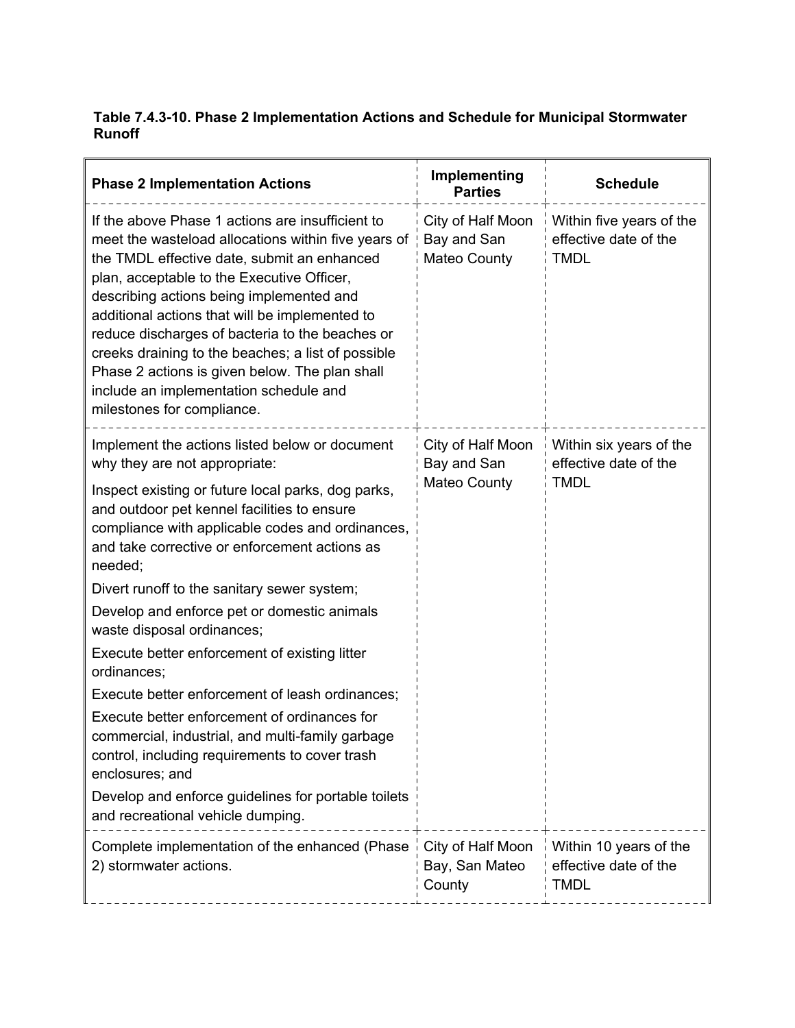**Table 7.4.3-10. Phase 2 Implementation Actions and Schedule for Municipal Stormwater Runoff**

| Phase 2 Implementation Actions | Implementing Parties | Schedule |
| --- | --- | --- |
| If the above Phase 1 actions are insufficient to meet the wasteload allocations within five years of the TMDL effective date, submit an enhanced plan, acceptable to the Executive Officer, describing actions being implemented and additional actions that will be implemented to reduce discharges of bacteria to the beaches or creeks draining to the beaches; a list of possible Phase 2 actions is given below. The plan shall include an implementation schedule and milestones for compliance. | City of Half Moon Bay and San Mateo County | Within five years of the effective date of the TMDL |
| Implement the actions listed below or document why they are not appropriate:<br>Inspect existing or future local parks, dog parks, and outdoor pet kennel facilities to ensure compliance with applicable codes and ordinances, and take corrective or enforcement actions as needed;<br>Divert runoff to the sanitary sewer system;<br>Develop and enforce pet or domestic animals waste disposal ordinances;<br>Execute better enforcement of existing litter ordinances;<br>Execute better enforcement of leash ordinances;<br>Execute better enforcement of ordinances for commercial, industrial, and multi-family garbage control, including requirements to cover trash enclosures; and<br>Develop and enforce guidelines for portable toilets and recreational vehicle dumping. | City of Half Moon Bay and San Mateo County | Within six years of the effective date of the TMDL |
| Complete implementation of the enhanced (Phase 2) stormwater actions. | City of Half Moon Bay, San Mateo County | Within 10 years of the effective date of the TMDL |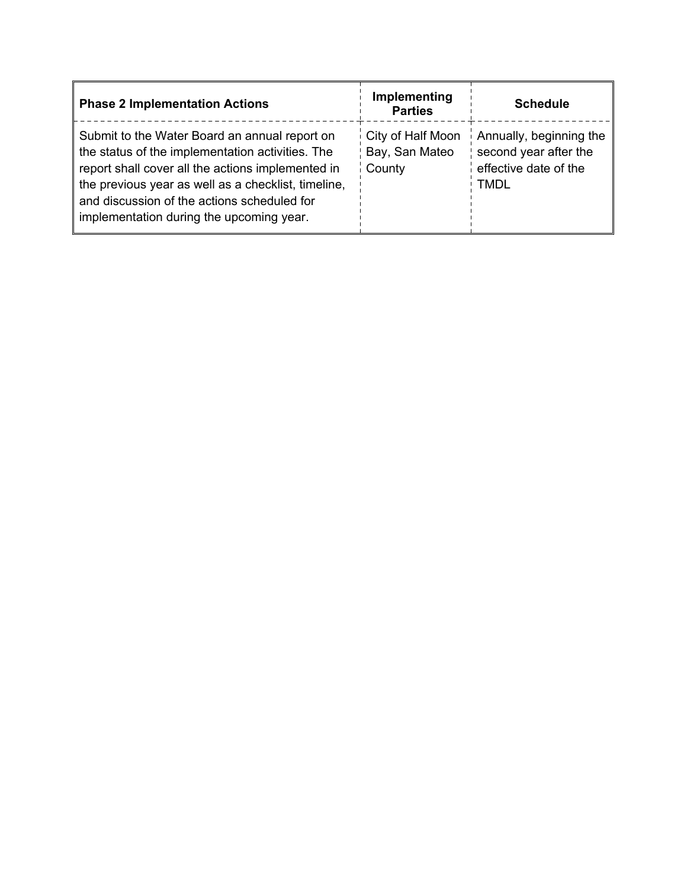| Phase 2 Implementation Actions | Implementing Parties | Schedule |
| --- | --- | --- |
| Submit to the Water Board an annual report on the status of the implementation activities. The report shall cover all the actions implemented in the previous year as well as a checklist, timeline, and discussion of the actions scheduled for implementation during the upcoming year. | City of Half Moon Bay, San Mateo County | Annually, beginning the second year after the effective date of the TMDL |